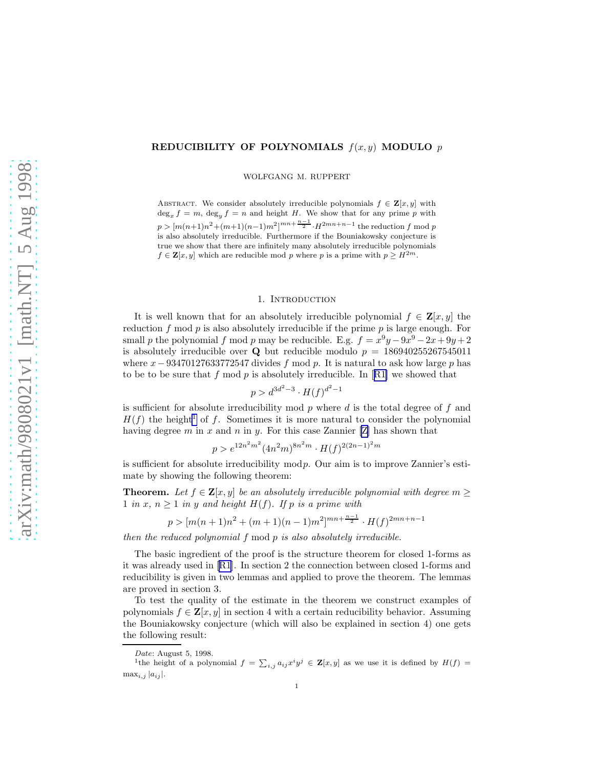# REDUCIBILITY OF POLYNOMIALS $f(x,y)$ MODULO $p$

WOLFGANG M. RUPPERT

Abstract. We consider absolutely irreducible polynomials $f \in \mathbf{Z}[x,y]$ with $\deg_x f = m$, $\deg_y f = n$ and height $H$. We show that for any prime $p$ with $p > [m(n+1)n^2 + (m+1)(n-1)m^2]^{mn+\frac{n-1}{2}} \cdot H^{2mn+n-1}$ the reduction $f \bmod p$ is also absolutely irreducible. Furthermore if the Bouniakowsky conjecture is true we show that there are infinitely many absolutely irreducible polynomials $f \in \mathbf{Z}[x,y]$ which are reducible mod $p$ where $p$ is a prime with $p \geq H^{2m}$.

## 1. Introduction

It is well known that for an absolutely irreducible polynomial $f \in \mathbf{Z}[x,y]$ the reduction $f \bmod p$ is also absolutely irreducible if the prime $p$ is large enough. For small $p$ the polynomial $f \bmod p$ may be reducible. E.g. $f = x^9y - 9x^9 - 2x + 9y + 2$ is absolutely irreducible over $\mathbf{Q}$ but reducible modulo $p = 186940255267545011$ where $x - 93470127633772547$ divides $f \bmod p$. It is natural to ask how large $p$ has to be to be sure that $f \bmod p$ is absolutely irreducible. In [R1] we showed that

$$p > d^{3d^2-3} \cdot H(f)^{d^2-1}$$

is sufficient for absolute irreducibility mod $p$ where $d$ is the total degree of $f$ and $H(f)$ the height[1] of $f$. Sometimes it is more natural to consider the polynomial having degree $m$ in $x$ and $n$ in $y$. For this case Zannier [Z] has shown that

$$p > e^{12n^2m^2}(4n^2m)^{8n^2m} \cdot H(f)^{2(2n-1)^2m}$$

is sufficient for absolute irreducibility mod$p$. Our aim is to improve Zannier's estimate by showing the following theorem:

**Theorem.** *Let $f \in \mathbf{Z}[x,y]$ be an absolutely irreducible polynomial with degree $m \geq 1$ in $x$, $n \geq 1$ in $y$ and height $H(f)$. If $p$ is a prime with*

$$p > [m(n+1)n^2 + (m+1)(n-1)m^2]^{mn+\frac{n-1}{2}} \cdot H(f)^{2mn+n-1}$$

*then the reduced polynomial $f \bmod p$ is also absolutely irreducible.*

The basic ingredient of the proof is the structure theorem for closed 1-forms as it was already used in [R1]. In section 2 the connection between closed 1-forms and reducibility is given in two lemmas and applied to prove the theorem. The lemmas are proved in section 3.

To test the quality of the estimate in the theorem we construct examples of polynomials $f \in \mathbf{Z}[x,y]$ in section 4 with a certain reducibility behavior. Assuming the Bouniakowsky conjecture (which will also be explained in section 4) one gets the following result:

*Date*: August 5, 1998.

[1] the height of a polynomial $f = \sum_{i,j} a_{ij}x^iy^j \in \mathbf{Z}[x,y]$ as we use it is defined by $H(f) = \max_{i,j} |a_{ij}|$.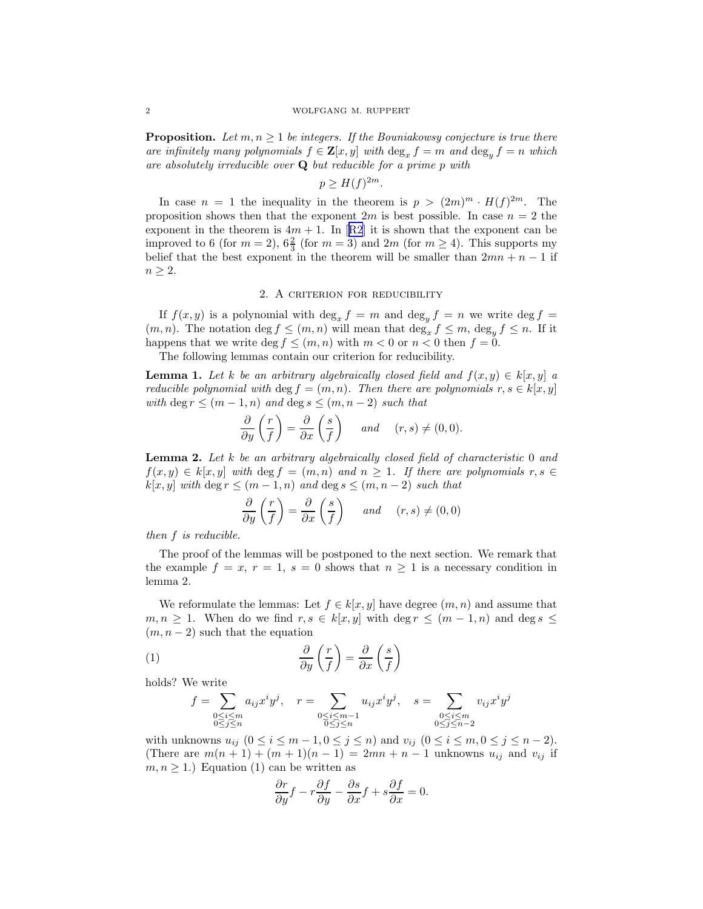**Proposition.** *Let $m, n \geq 1$ be integers. If the Bouniakowsy conjecture is true there are infinitely many polynomials $f \in \mathbf{Z}[x, y]$ with $\deg_x f = m$ and $\deg_y f = n$ which are absolutely irreducible over $\mathbf{Q}$ but reducible for a prime $p$ with*

$$p \geq H(f)^{2m}.$$

In case $n = 1$ the inequality in the theorem is $p > (2m)^m \cdot H(f)^{2m}$. The proposition shows then that the exponent $2m$ is best possible. In case $n = 2$ the exponent in the theorem is $4m + 1$. In [R2] it is shown that the exponent can be improved to 6 (for $m = 2$), $6\frac{2}{3}$ (for $m = 3$) and $2m$ (for $m \geq 4$). This supports my belief that the best exponent in the theorem will be smaller than $2mn + n - 1$ if $n \geq 2$.

## 2. A criterion for reducibility

If $f(x, y)$ is a polynomial with $\deg_x f = m$ and $\deg_y f = n$ we write $\deg f = (m, n)$. The notation $\deg f \leq (m, n)$ will mean that $\deg_x f \leq m$, $\deg_y f \leq n$. If it happens that we write $\deg f \leq (m, n)$ with $m < 0$ or $n < 0$ then $f = 0$.

The following lemmas contain our criterion for reducibility.

**Lemma 1.** *Let $k$ be an arbitrary algebraically closed field and $f(x, y) \in k[x, y]$ a reducible polynomial with $\deg f = (m, n)$. Then there are polynomials $r, s \in k[x, y]$ with $\deg r \leq (m - 1, n)$ and $\deg s \leq (m, n - 2)$ such that*

$$\frac{\partial}{\partial y}\left(\frac{r}{f}\right) = \frac{\partial}{\partial x}\left(\frac{s}{f}\right) \quad \text{and} \quad (r, s) \neq (0, 0).$$

**Lemma 2.** *Let $k$ be an arbitrary algebraically closed field of characteristic 0 and $f(x, y) \in k[x, y]$ with $\deg f = (m, n)$ and $n \geq 1$. If there are polynomials $r, s \in k[x, y]$ with $\deg r \leq (m - 1, n)$ and $\deg s \leq (m, n - 2)$ such that*

$$\frac{\partial}{\partial y}\left(\frac{r}{f}\right) = \frac{\partial}{\partial x}\left(\frac{s}{f}\right) \quad \text{and} \quad (r, s) \neq (0, 0)$$

*then $f$ is reducible.*

The proof of the lemmas will be postponed to the next section. We remark that the example $f = x$, $r = 1$, $s = 0$ shows that $n \geq 1$ is a necessary condition in lemma 2.

We reformulate the lemmas: Let $f \in k[x, y]$ have degree $(m, n)$ and assume that $m, n \geq 1$. When do we find $r, s \in k[x, y]$ with $\deg r \leq (m - 1, n)$ and $\deg s \leq (m, n - 2)$ such that the equation

$$\frac{\partial}{\partial y}\left(\frac{r}{f}\right) = \frac{\partial}{\partial x}\left(\frac{s}{f}\right) \tag{1}$$

holds? We write

$$f = \sum_{\substack{0 \leq i \leq m \\ 0 \leq j \leq n}} a_{ij} x^i y^j, \quad r = \sum_{\substack{0 \leq i \leq m-1 \\ 0 \leq j \leq n}} u_{ij} x^i y^j, \quad s = \sum_{\substack{0 \leq i \leq m \\ 0 \leq j \leq n-2}} v_{ij} x^i y^j$$

with unknowns $u_{ij}$ $(0 \leq i \leq m - 1, 0 \leq j \leq n)$ and $v_{ij}$ $(0 \leq i \leq m, 0 \leq j \leq n - 2)$. (There are $m(n + 1) + (m + 1)(n - 1) = 2mn + n - 1$ unknowns $u_{ij}$ and $v_{ij}$ if $m, n \geq 1$.) Equation (1) can be written as

$$\frac{\partial r}{\partial y} f - r \frac{\partial f}{\partial y} - \frac{\partial s}{\partial x} f + s \frac{\partial f}{\partial x} = 0.$$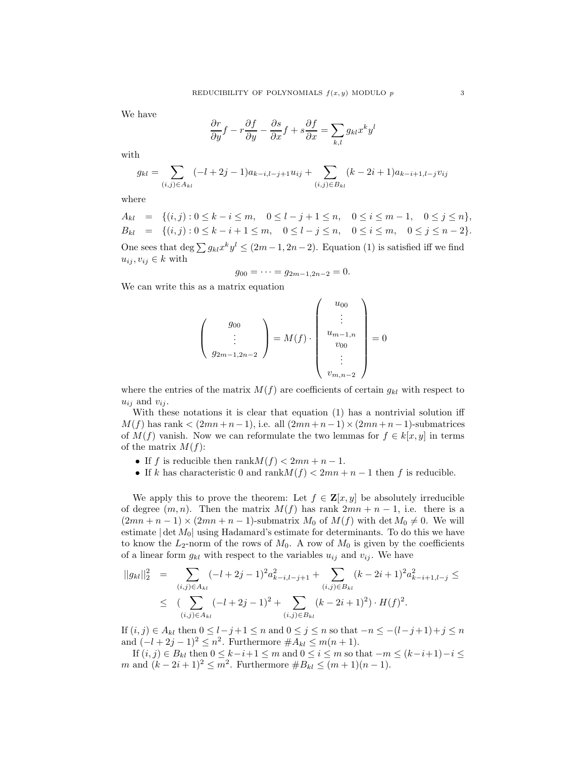We have

$$\frac{\partial r}{\partial y}f - r\frac{\partial f}{\partial y} - \frac{\partial s}{\partial x}f + s\frac{\partial f}{\partial x} = \sum_{k,l} g_{kl}x^k y^l$$

with

$$g_{kl} = \sum_{(i,j)\in A_{kl}} (-l+2j-1)a_{k-i,l-j+1}u_{ij} + \sum_{(i,j)\in B_{kl}} (k-2i+1)a_{k-i+1,l-j}v_{ij}$$

where

$$\begin{aligned}
A_{kl} &= \{(i,j) : 0 \le k-i \le m, \quad 0 \le l-j+1 \le n, \quad 0 \le i \le m-1, \quad 0 \le j \le n\},\\
B_{kl} &= \{(i,j) : 0 \le k-i+1 \le m, \quad 0 \le l-j \le n, \quad 0 \le i \le m, \quad 0 \le j \le n-2\}.
\end{aligned}$$

One sees that $\deg \sum g_{kl}x^k y^l \le (2m-1, 2n-2)$. Equation (1) is satisfied iff we find $u_{ij}, v_{ij} \in k$ with

$$g_{00} = \cdots = g_{2m-1,2n-2} = 0.$$

We can write this as a matrix equation

$$\begin{pmatrix} g_{00} \\ \vdots \\ g_{2m-1,2n-2} \end{pmatrix} = M(f) \cdot \begin{pmatrix} u_{00} \\ \vdots \\ u_{m-1,n} \\ v_{00} \\ \vdots \\ v_{m,n-2} \end{pmatrix} = 0$$

where the entries of the matrix $M(f)$ are coefficients of certain $g_{kl}$ with respect to $u_{ij}$ and $v_{ij}$.

With these notations it is clear that equation (1) has a nontrivial solution iff $M(f)$ has rank $< (2mn+n-1)$, i.e. all $(2mn+n-1)\times(2mn+n-1)$-submatrices of $M(f)$ vanish. Now we can reformulate the two lemmas for $f \in k[x,y]$ in terms of the matrix $M(f)$:

- If $f$ is reducible then $\operatorname{rank} M(f) < 2mn+n-1$.
- If $k$ has characteristic 0 and $\operatorname{rank} M(f) < 2mn+n-1$ then $f$ is reducible.

We apply this to prove the theorem: Let $f \in \mathbf{Z}[x,y]$ be absolutely irreducible of degree $(m,n)$. Then the matrix $M(f)$ has rank $2mn+n-1$, i.e. there is a $(2mn+n-1)\times(2mn+n-1)$-submatrix $M_0$ of $M(f)$ with $\det M_0 \ne 0$. We will estimate $|\det M_0|$ using Hadamard's estimate for determinants. To do this we have to know the $L_2$-norm of the rows of $M_0$. A row of $M_0$ is given by the coefficients of a linear form $g_{kl}$ with respect to the variables $u_{ij}$ and $v_{ij}$. We have

$$\begin{aligned}
||g_{kl}||_2^2 &= \sum_{(i,j)\in A_{kl}} (-l+2j-1)^2 a_{k-i,l-j+1}^2 + \sum_{(i,j)\in B_{kl}} (k-2i+1)^2 a_{k-i+1,l-j}^2 \le \\
&\le \Big(\sum_{(i,j)\in A_{kl}} (-l+2j-1)^2 + \sum_{(i,j)\in B_{kl}} (k-2i+1)^2\Big) \cdot H(f)^2.
\end{aligned}$$

If $(i,j) \in A_{kl}$ then $0 \le l-j+1 \le n$ and $0 \le j \le n$ so that $-n \le -(l-j+1)+j \le n$ and $(-l+2j-1)^2 \le n^2$. Furthermore $\#A_{kl} \le m(n+1)$.

If $(i,j) \in B_{kl}$ then $0 \le k-i+1 \le m$ and $0 \le i \le m$ so that $-m \le (k-i+1)-i \le m$ and $(k-2i+1)^2 \le m^2$. Furthermore $\#B_{kl} \le (m+1)(n-1)$.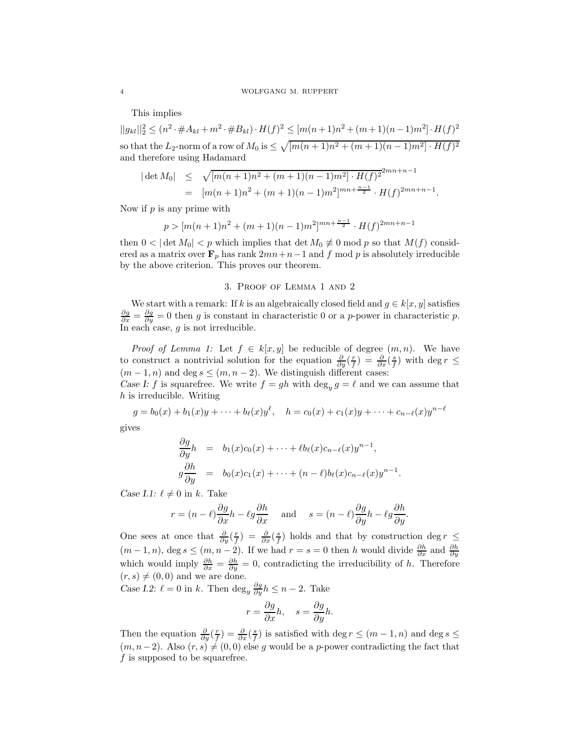This implies

$$||g_{kl}||_2^2 \leq (n^2 \cdot \#A_{kl} + m^2 \cdot \#B_{kl}) \cdot H(f)^2 \leq [m(n+1)n^2 + (m+1)(n-1)m^2] \cdot H(f)^2$$

so that the $L_2$-norm of a row of $M_0$ is $\leq \sqrt{[m(n+1)n^2 + (m+1)(n-1)m^2] \cdot H(f)^2}$ and therefore using Hadamard

$$\begin{aligned} |\det M_0| &\leq \sqrt{[m(n+1)n^2 + (m+1)(n-1)m^2] \cdot H(f)^2}^{2mn+n-1} \\ &= [m(n+1)n^2 + (m+1)(n-1)m^2]^{mn+\frac{n-1}{2}} \cdot H(f)^{2mn+n-1}. \end{aligned}$$

Now if $p$ is any prime with

$$p > [m(n+1)n^2 + (m+1)(n-1)m^2]^{mn+\frac{n-1}{2}} \cdot H(f)^{2mn+n-1}$$

then $0 < |\det M_0| < p$ which implies that $\det M_0 \not\equiv 0 \bmod p$ so that $M(f)$ considered as a matrix over $\mathbf{F}_p$ has rank $2mn+n-1$ and $f \bmod p$ is absolutely irreducible by the above criterion. This proves our theorem.

## 3. Proof of Lemma 1 and 2

We start with a remark: If $k$ is an algebraically closed field and $g \in k[x,y]$ satisfies $\frac{\partial g}{\partial x} = \frac{\partial g}{\partial y} = 0$ then $g$ is constant in characteristic 0 or a $p$-power in characteristic $p$. In each case, $g$ is not irreducible.

*Proof of Lemma 1:* Let $f \in k[x,y]$ be reducible of degree $(m,n)$. We have to construct a nontrivial solution for the equation $\frac{\partial}{\partial y}(\frac{r}{f}) = \frac{\partial}{\partial x}(\frac{s}{f})$ with $\deg r \leq (m-1,n)$ and $\deg s \leq (m,n-2)$. We distinguish different cases:
*Case I: $f$ is squarefree.* We write $f = gh$ with $\deg_y g = \ell$ and we can assume that $h$ is irreducible. Writing

$$g = b_0(x) + b_1(x)y + \cdots + b_\ell(x)y^\ell, \quad h = c_0(x) + c_1(x)y + \cdots + c_{n-\ell}(x)y^{n-\ell}$$

gives

$$\begin{aligned} \frac{\partial g}{\partial y}h &= b_1(x)c_0(x) + \cdots + \ell b_\ell(x)c_{n-\ell}(x)y^{n-1}, \\ g\frac{\partial h}{\partial y} &= b_0(x)c_1(x) + \cdots + (n-\ell)b_\ell(x)c_{n-\ell}(x)y^{n-1}. \end{aligned}$$

*Case I.1: $\ell \neq 0$ in $k$.* Take

$$r = (n-\ell)\frac{\partial g}{\partial x}h - \ell g\frac{\partial h}{\partial x} \quad \text{and} \quad s = (n-\ell)\frac{\partial g}{\partial y}h - \ell g\frac{\partial h}{\partial y}.$$

One sees at once that $\frac{\partial}{\partial y}(\frac{r}{f}) = \frac{\partial}{\partial x}(\frac{s}{f})$ holds and that by construction $\deg r \leq (m-1,n)$, $\deg s \leq (m,n-2)$. If we had $r = s = 0$ then $h$ would divide $\frac{\partial h}{\partial x}$ and $\frac{\partial h}{\partial y}$ which would imply $\frac{\partial h}{\partial x} = \frac{\partial h}{\partial y} = 0$, contradicting the irreducibility of $h$. Therefore $(r,s) \neq (0,0)$ and we are done.
*Case I.2: $\ell = 0$ in $k$.* Then $\deg_y \frac{\partial g}{\partial y}h \leq n-2$. Take

$$r = \frac{\partial g}{\partial x}h, \quad s = \frac{\partial g}{\partial y}h.$$

Then the equation $\frac{\partial}{\partial y}(\frac{r}{f}) = \frac{\partial}{\partial x}(\frac{s}{f})$ is satisfied with $\deg r \leq (m-1,n)$ and $\deg s \leq (m,n-2)$. Also $(r,s) \neq (0,0)$ else $g$ would be a $p$-power contradicting the fact that $f$ is supposed to be squarefree.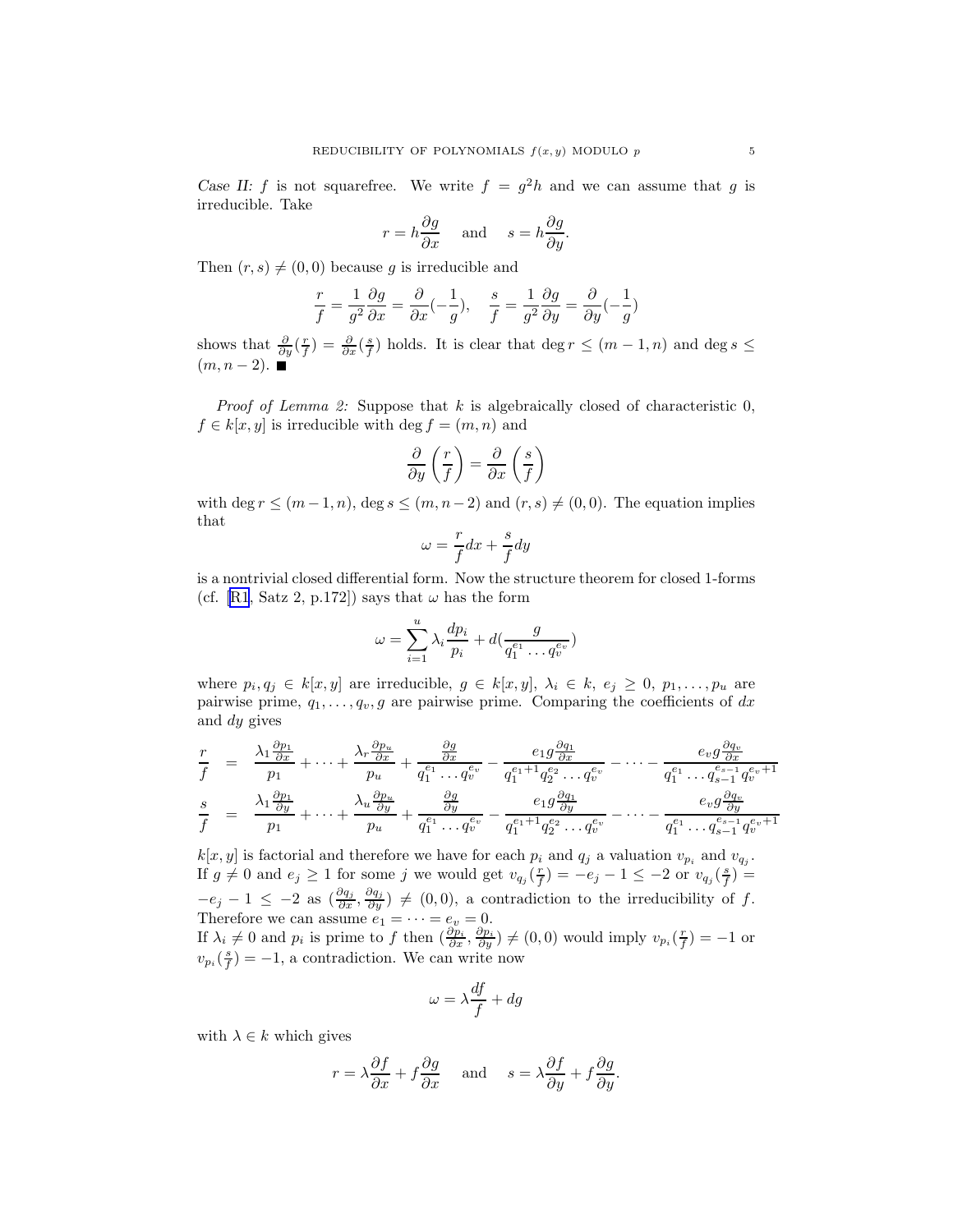*Case II*: $f$ is not squarefree. We write $f = g^2 h$ and we can assume that $g$ is irreducible. Take

$$r = h\frac{\partial g}{\partial x} \quad \text{and} \quad s = h\frac{\partial g}{\partial y}.$$

Then $(r,s) \neq (0,0)$ because $g$ is irreducible and

$$\frac{r}{f} = \frac{1}{g^2}\frac{\partial g}{\partial x} = \frac{\partial}{\partial x}(-\frac{1}{g}), \quad \frac{s}{f} = \frac{1}{g^2}\frac{\partial g}{\partial y} = \frac{\partial}{\partial y}(-\frac{1}{g})$$

shows that $\frac{\partial}{\partial y}(\frac{r}{f}) = \frac{\partial}{\partial x}(\frac{s}{f})$ holds. It is clear that $\deg r \leq (m-1,n)$ and $\deg s \leq (m,n-2)$. ■

*Proof of Lemma 2:* Suppose that $k$ is algebraically closed of characteristic 0, $f \in k[x,y]$ is irreducible with $\deg f = (m,n)$ and

$$\frac{\partial}{\partial y}\left(\frac{r}{f}\right) = \frac{\partial}{\partial x}\left(\frac{s}{f}\right)$$

with $\deg r \leq (m-1,n)$, $\deg s \leq (m,n-2)$ and $(r,s) \neq (0,0)$. The equation implies that

$$\omega = \frac{r}{f}dx + \frac{s}{f}dy$$

is a nontrivial closed differential form. Now the structure theorem for closed 1-forms (cf. [R1, Satz 2, p.172]) says that $\omega$ has the form

$$\omega = \sum_{i=1}^{u} \lambda_i \frac{dp_i}{p_i} + d(\frac{g}{q_1^{e_1}\dots q_v^{e_v}})$$

where $p_i, q_j \in k[x,y]$ are irreducible, $g \in k[x,y]$, $\lambda_i \in k$, $e_j \geq 0$, $p_1,\dots,p_u$ are pairwise prime, $q_1,\dots,q_v,g$ are pairwise prime. Comparing the coefficients of $dx$ and $dy$ gives

$$\begin{aligned}
\frac{r}{f} &= \frac{\lambda_1\frac{\partial p_1}{\partial x}}{p_1} + \dots + \frac{\lambda_r\frac{\partial p_u}{\partial x}}{p_u} + \frac{\frac{\partial g}{\partial x}}{q_1^{e_1}\dots q_v^{e_v}} - \frac{e_1 g\frac{\partial q_1}{\partial x}}{q_1^{e_1+1}q_2^{e_2}\dots q_v^{e_v}} - \dots - \frac{e_v g\frac{\partial q_v}{\partial x}}{q_1^{e_1}\dots q_{s-1}^{e_{s-1}}q_v^{e_v+1}} \\
\frac{s}{f} &= \frac{\lambda_1\frac{\partial p_1}{\partial y}}{p_1} + \dots + \frac{\lambda_u\frac{\partial p_u}{\partial y}}{p_u} + \frac{\frac{\partial g}{\partial y}}{q_1^{e_1}\dots q_v^{e_v}} - \frac{e_1 g\frac{\partial q_1}{\partial y}}{q_1^{e_1+1}q_2^{e_2}\dots q_v^{e_v}} - \dots - \frac{e_v g\frac{\partial q_v}{\partial y}}{q_1^{e_1}\dots q_{s-1}^{e_{s-1}}q_v^{e_v+1}}
\end{aligned}$$

$k[x,y]$ is factorial and therefore we have for each $p_i$ and $q_j$ a valuation $v_{p_i}$ and $v_{q_j}$. If $g \neq 0$ and $e_j \geq 1$ for some $j$ we would get $v_{q_j}(\frac{r}{f}) = -e_j - 1 \leq -2$ or $v_{q_j}(\frac{s}{f}) = -e_j - 1 \leq -2$ as $(\frac{\partial q_j}{\partial x}, \frac{\partial q_j}{\partial y}) \neq (0,0)$, a contradiction to the irreducibility of $f$. Therefore we can assume $e_1 = \dots = e_v = 0$.
If $\lambda_i \neq 0$ and $p_i$ is prime to $f$ then $(\frac{\partial p_i}{\partial x}, \frac{\partial p_i}{\partial y}) \neq (0,0)$ would imply $v_{p_i}(\frac{r}{f}) = -1$ or $v_{p_i}(\frac{s}{f}) = -1$, a contradiction. We can write now

$$\omega = \lambda\frac{df}{f} + dg$$

with $\lambda \in k$ which gives

$$r = \lambda\frac{\partial f}{\partial x} + f\frac{\partial g}{\partial x} \quad \text{and} \quad s = \lambda\frac{\partial f}{\partial y} + f\frac{\partial g}{\partial y}.$$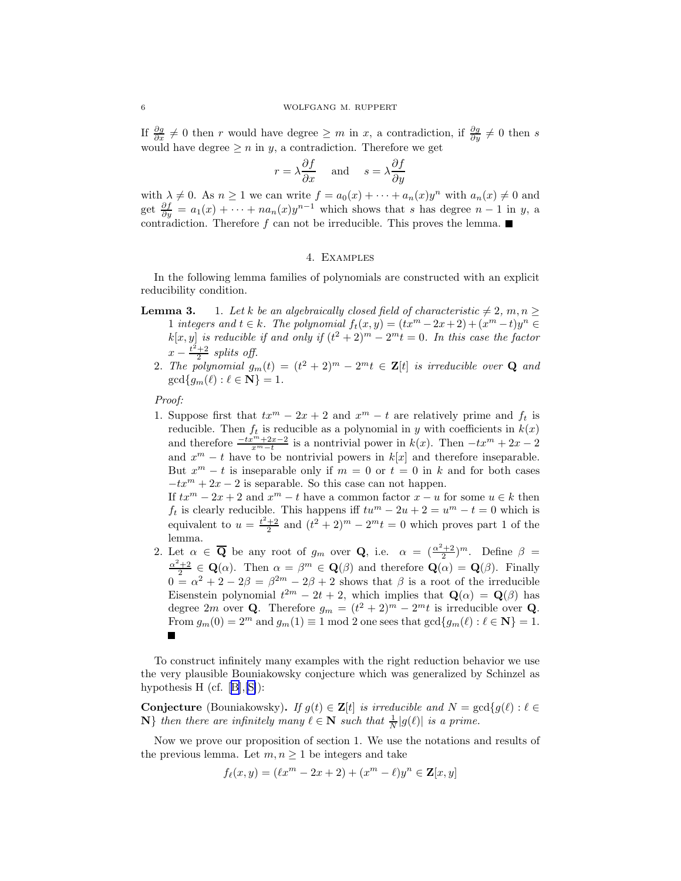If $\frac{\partial g}{\partial x} \neq 0$ then $r$ would have degree $\geq m$ in $x$, a contradiction, if $\frac{\partial g}{\partial y} \neq 0$ then $s$ would have degree $\geq n$ in $y$, a contradiction. Therefore we get

$$r = \lambda \frac{\partial f}{\partial x} \quad \text{and} \quad s = \lambda \frac{\partial f}{\partial y}$$

with $\lambda \neq 0$. As $n \geq 1$ we can write $f = a_0(x) + \cdots + a_n(x)y^n$ with $a_n(x) \neq 0$ and get $\frac{\partial f}{\partial y} = a_1(x) + \cdots + na_n(x)y^{n-1}$ which shows that $s$ has degree $n-1$ in $y$, a contradiction. Therefore $f$ can not be irreducible. This proves the lemma. ■

## 4. Examples

In the following lemma families of polynomials are constructed with an explicit reducibility condition.

**Lemma 3.**
1. *Let $k$ be an algebraically closed field of characteristic $\neq 2$, $m, n \geq 1$ integers and $t \in k$. The polynomial $f_t(x,y) = (tx^m - 2x + 2) + (x^m - t)y^n \in k[x,y]$ is reducible if and only if $(t^2+2)^m - 2^m t = 0$. In this case the factor $x - \frac{t^2+2}{2}$ splits off.*
2. *The polynomial $g_m(t) = (t^2+2)^m - 2^m t \in \mathbf{Z}[t]$ is irreducible over $\mathbf{Q}$ and $\gcd\{g_m(\ell) : \ell \in \mathbf{N}\} = 1$.*

*Proof:*

1. Suppose first that $tx^m - 2x + 2$ and $x^m - t$ are relatively prime and $f_t$ is reducible. Then $f_t$ is reducible as a polynomial in $y$ with coefficients in $k(x)$ and therefore $\frac{-tx^m + 2x - 2}{x^m - t}$ is a nontrivial power in $k(x)$. Then $-tx^m + 2x - 2$ and $x^m - t$ have to be nontrivial powers in $k[x]$ and therefore inseparable. But $x^m - t$ is inseparable only if $m = 0$ or $t = 0$ in $k$ and for both cases $-tx^m + 2x - 2$ is separable. So this case can not happen.
   If $tx^m - 2x + 2$ and $x^m - t$ have a common factor $x - u$ for some $u \in k$ then $f_t$ is clearly reducible. This happens iff $tu^m - 2u + 2 = u^m - t = 0$ which is equivalent to $u = \frac{t^2+2}{2}$ and $(t^2+2)^m - 2^m t = 0$ which proves part 1 of the lemma.
2. Let $\alpha \in \overline{\mathbf{Q}}$ be any root of $g_m$ over $\mathbf{Q}$, i.e. $\alpha = (\frac{\alpha^2+2}{2})^m$. Define $\beta = \frac{\alpha^2+2}{2} \in \mathbf{Q}(\alpha)$. Then $\alpha = \beta^m \in \mathbf{Q}(\beta)$ and therefore $\mathbf{Q}(\alpha) = \mathbf{Q}(\beta)$. Finally $0 = \alpha^2 + 2 - 2\beta = \beta^{2m} - 2\beta + 2$ shows that $\beta$ is a root of the irreducible Eisenstein polynomial $t^{2m} - 2t + 2$, which implies that $\mathbf{Q}(\alpha) = \mathbf{Q}(\beta)$ has degree $2m$ over $\mathbf{Q}$. Therefore $g_m = (t^2+2)^m - 2^m t$ is irreducible over $\mathbf{Q}$. From $g_m(0) = 2^m$ and $g_m(1) \equiv 1 \bmod 2$ one sees that $\gcd\{g_m(\ell) : \ell \in \mathbf{N}\} = 1$.
   ■

To construct infinitely many examples with the right reduction behavior we use the very plausible Bouniakowsky conjecture which was generalized by Schinzel as hypothesis H (cf. [B],[S]):

**Conjecture** (Bouniakowsky). *If $g(t) \in \mathbf{Z}[t]$ is irreducible and $N = \gcd\{g(\ell) : \ell \in \mathbf{N}\}$ then there are infinitely many $\ell \in \mathbf{N}$ such that $\frac{1}{N}|g(\ell)|$ is a prime.*

Now we prove our proposition of section 1. We use the notations and results of the previous lemma. Let $m, n \geq 1$ be integers and take

$$f_\ell(x,y) = (\ell x^m - 2x + 2) + (x^m - \ell)y^n \in \mathbf{Z}[x,y]$$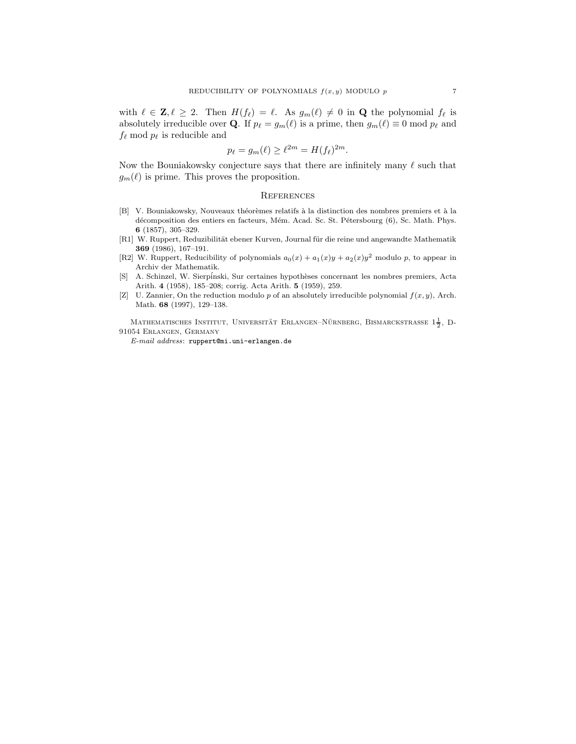with $\ell \in \mathbf{Z}, \ell \geq 2$. Then $H(f_\ell) = \ell$. As $g_m(\ell) \neq 0$ in $\mathbf{Q}$ the polynomial $f_\ell$ is absolutely irreducible over $\mathbf{Q}$. If $p_\ell = g_m(\ell)$ is a prime, then $g_m(\ell) \equiv 0 \bmod p_\ell$ and $f_\ell \bmod p_\ell$ is reducible and

$$p_\ell = g_m(\ell) \geq \ell^{2m} = H(f_\ell)^{2m}.$$

Now the Bouniakowsky conjecture says that there are infinitely many $\ell$ such that $g_m(\ell)$ is prime. This proves the proposition.

## References

[B] V. Bouniakowsky, Nouveaux théorèmes relatifs à la distinction des nombres premiers et à la décomposition des entiers en facteurs, Mém. Acad. Sc. St. Pétersbourg (6), Sc. Math. Phys. **6** (1857), 305–329.

[R1] W. Ruppert, Reduzibilität ebener Kurven, Journal für die reine und angewandte Mathematik **369** (1986), 167–191.

[R2] W. Ruppert, Reducibility of polynomials $a_0(x) + a_1(x)y + a_2(x)y^2$ modulo $p$, to appear in Archiv der Mathematik.

[S] A. Schinzel, W. Sierpiński, Sur certaines hypothèses concernant les nombres premiers, Acta Arith. **4** (1958), 185–208; corrig. Acta Arith. **5** (1959), 259.

[Z] U. Zannier, On the reduction modulo $p$ of an absolutely irreducible polynomial $f(x, y)$, Arch. Math. **68** (1997), 129–138.

Mathematisches Institut, Universität Erlangen–Nürnberg, Bismarckstrasse $1\frac{1}{2}$, D-91054 Erlangen, Germany

*E-mail address*: ruppert@mi.uni-erlangen.de